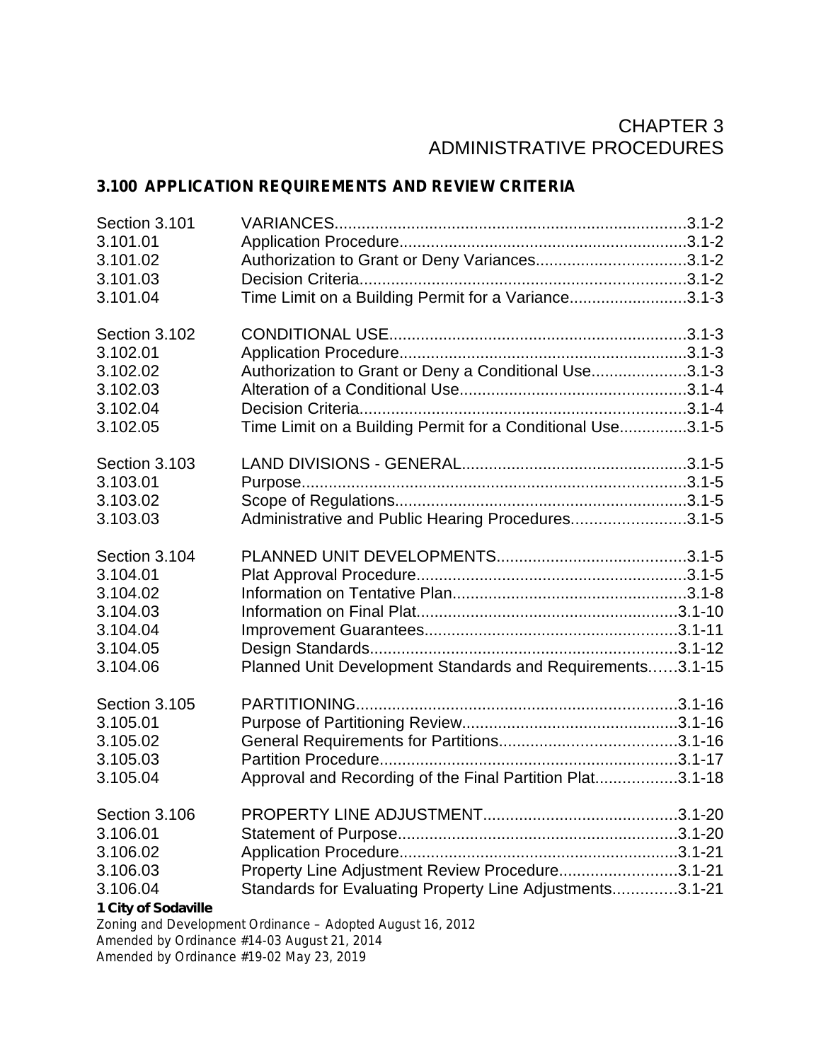# CHAPTER 3
# ADMINISTRATIVE PROCEDURES

## 3.100 APPLICATION REQUIREMENTS AND REVIEW CRITERIA

| | | |
|---|---|---|
| Section 3.101 | VARIANCES | 3.1-2 |
| 3.101.01 | Application Procedure | 3.1-2 |
| 3.101.02 | Authorization to Grant or Deny Variances | 3.1-2 |
| 3.101.03 | Decision Criteria | 3.1-2 |
| 3.101.04 | Time Limit on a Building Permit for a Variance | 3.1-3 |
| | | |
| Section 3.102 | CONDITIONAL USE | 3.1-3 |
| 3.102.01 | Application Procedure | 3.1-3 |
| 3.102.02 | Authorization to Grant or Deny a Conditional Use | 3.1-3 |
| 3.102.03 | Alteration of a Conditional Use | 3.1-4 |
| 3.102.04 | Decision Criteria | 3.1-4 |
| 3.102.05 | Time Limit on a Building Permit for a Conditional Use | 3.1-5 |
| | | |
| Section 3.103 | LAND DIVISIONS - GENERAL | 3.1-5 |
| 3.103.01 | Purpose | 3.1-5 |
| 3.103.02 | Scope of Regulations | 3.1-5 |
| 3.103.03 | Administrative and Public Hearing Procedures | 3.1-5 |
| | | |
| Section 3.104 | PLANNED UNIT DEVELOPMENTS | 3.1-5 |
| 3.104.01 | Plat Approval Procedure | 3.1-5 |
| 3.104.02 | Information on Tentative Plan | 3.1-8 |
| 3.104.03 | Information on Final Plat | 3.1-10 |
| 3.104.04 | Improvement Guarantees | 3.1-11 |
| 3.104.05 | Design Standards | 3.1-12 |
| 3.104.06 | Planned Unit Development Standards and Requirements | 3.1-15 |
| | | |
| Section 3.105 | PARTITIONING | 3.1-16 |
| 3.105.01 | Purpose of Partitioning Review | 3.1-16 |
| 3.105.02 | General Requirements for Partitions | 3.1-16 |
| 3.105.03 | Partition Procedure | 3.1-17 |
| 3.105.04 | Approval and Recording of the Final Partition Plat | 3.1-18 |
| | | |
| Section 3.106 | PROPERTY LINE ADJUSTMENT | 3.1-20 |
| 3.106.01 | Statement of Purpose | 3.1-20 |
| 3.106.02 | Application Procedure | 3.1-21 |
| 3.106.03 | Property Line Adjustment Review Procedure | 3.1-21 |
| 3.106.04 | Standards for Evaluating Property Line Adjustments | 3.1-21 |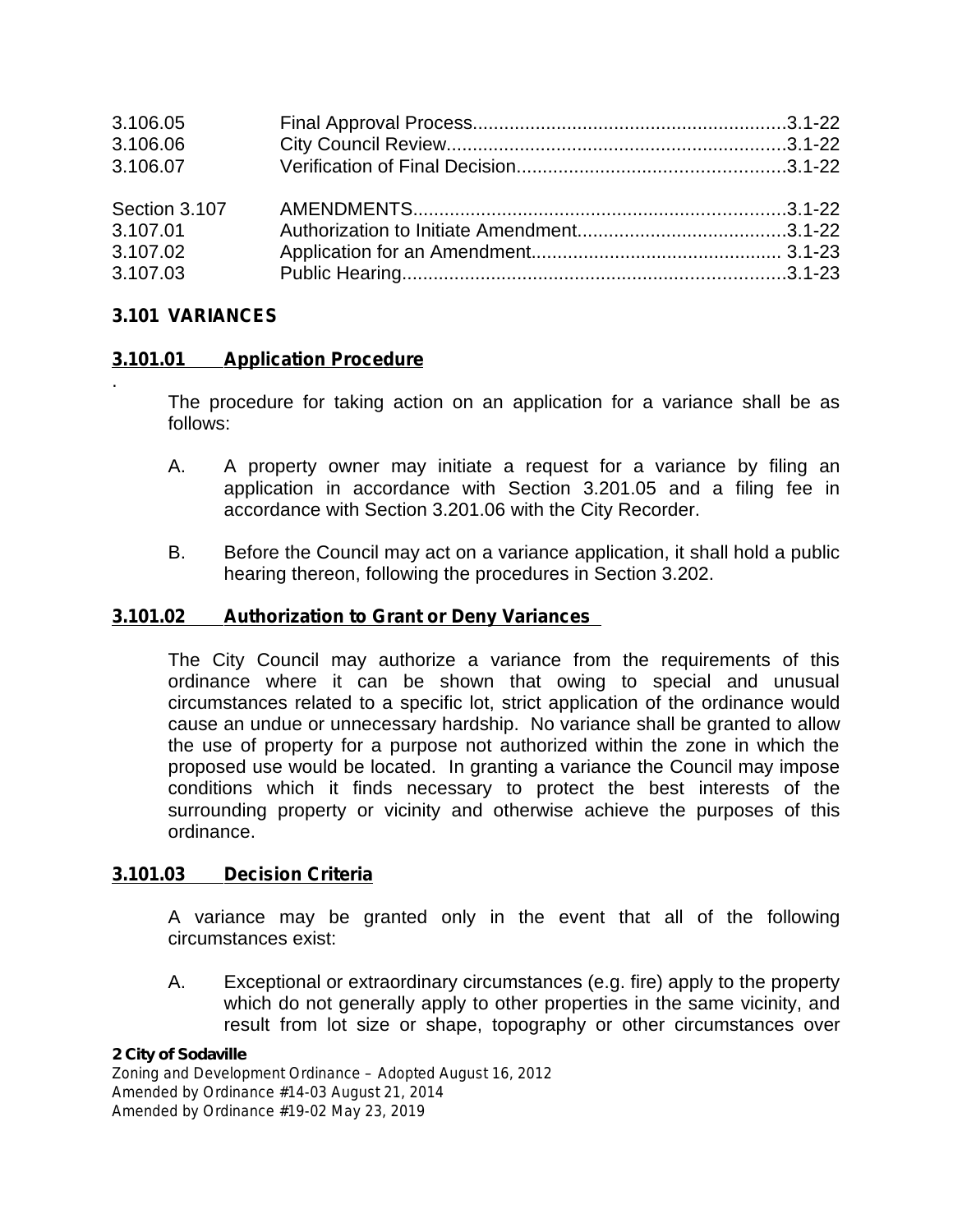| | | |
|---|---|---|
| 3.106.05 | Final Approval Process | 3.1-22 |
| 3.106.06 | City Council Review | 3.1-22 |
| 3.106.07 | Verification of Final Decision | 3.1-22 |
| Section 3.107 | AMENDMENTS | 3.1-22 |
| 3.107.01 | Authorization to Initiate Amendment | 3.1-22 |
| 3.107.02 | Application for an Amendment | 3.1-23 |
| 3.107.03 | Public Hearing | 3.1-23 |

## 3.101 VARIANCES

### 3.101.01 Application Procedure

The procedure for taking action on an application for a variance shall be as follows:

A. A property owner may initiate a request for a variance by filing an application in accordance with Section 3.201.05 and a filing fee in accordance with Section 3.201.06 with the City Recorder.

B. Before the Council may act on a variance application, it shall hold a public hearing thereon, following the procedures in Section 3.202.

### 3.101.02 Authorization to Grant or Deny Variances

The City Council may authorize a variance from the requirements of this ordinance where it can be shown that owing to special and unusual circumstances related to a specific lot, strict application of the ordinance would cause an undue or unnecessary hardship. No variance shall be granted to allow the use of property for a purpose not authorized within the zone in which the proposed use would be located. In granting a variance the Council may impose conditions which it finds necessary to protect the best interests of the surrounding property or vicinity and otherwise achieve the purposes of this ordinance.

### 3.101.03 Decision Criteria

A variance may be granted only in the event that all of the following circumstances exist:

A. Exceptional or extraordinary circumstances (e.g. fire) apply to the property which do not generally apply to other properties in the same vicinity, and result from lot size or shape, topography or other circumstances over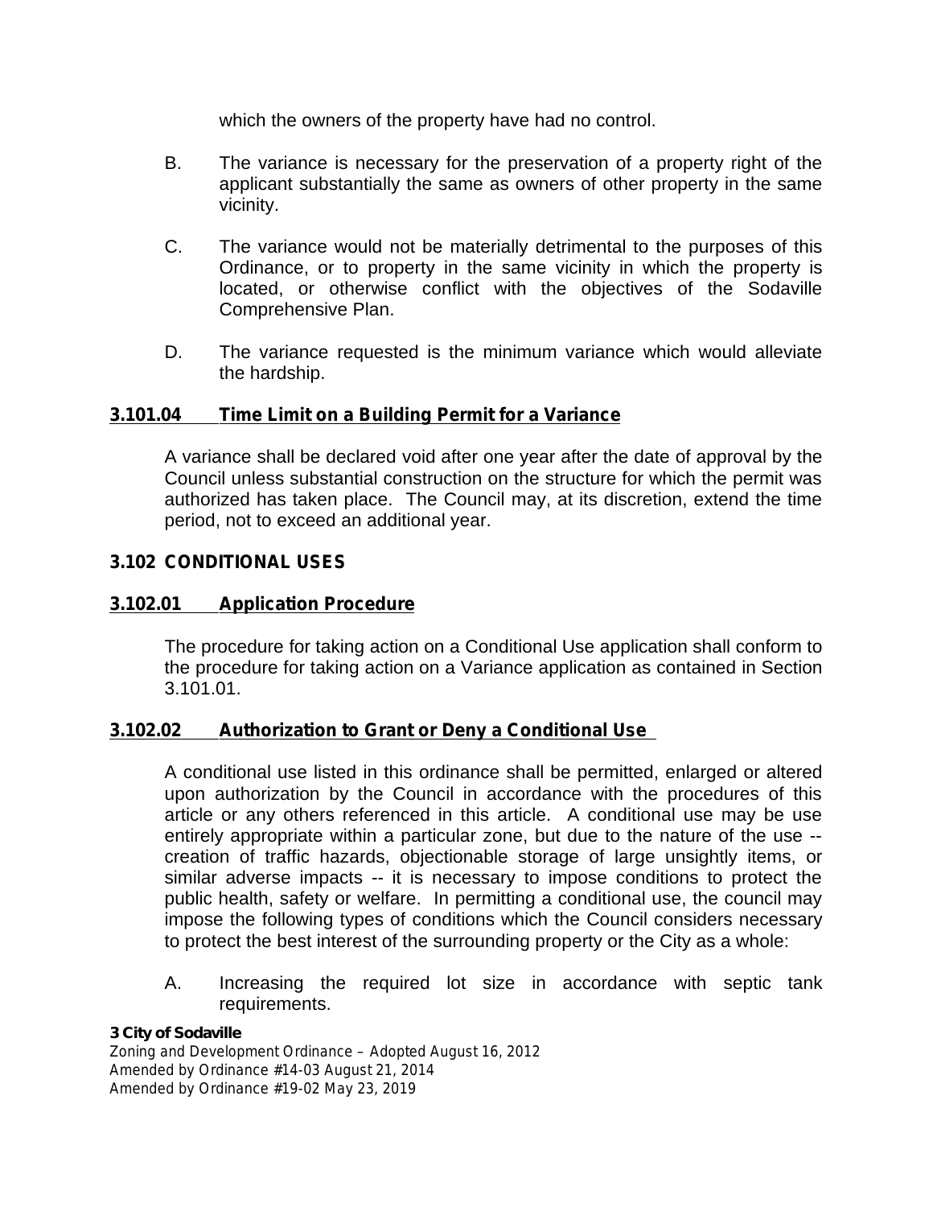which the owners of the property have had no control.

B. The variance is necessary for the preservation of a property right of the applicant substantially the same as owners of other property in the same vicinity.

C. The variance would not be materially detrimental to the purposes of this Ordinance, or to property in the same vicinity in which the property is located, or otherwise conflict with the objectives of the Sodaville Comprehensive Plan.

D. The variance requested is the minimum variance which would alleviate the hardship.

### 3.101.04 Time Limit on a Building Permit for a Variance

A variance shall be declared void after one year after the date of approval by the Council unless substantial construction on the structure for which the permit was authorized has taken place. The Council may, at its discretion, extend the time period, not to exceed an additional year.

## 3.102 CONDITIONAL USES

### 3.102.01 Application Procedure

The procedure for taking action on a Conditional Use application shall conform to the procedure for taking action on a Variance application as contained in Section 3.101.01.

### 3.102.02 Authorization to Grant or Deny a Conditional Use

A conditional use listed in this ordinance shall be permitted, enlarged or altered upon authorization by the Council in accordance with the procedures of this article or any others referenced in this article. A conditional use may be use entirely appropriate within a particular zone, but due to the nature of the use -- creation of traffic hazards, objectionable storage of large unsightly items, or similar adverse impacts -- it is necessary to impose conditions to protect the public health, safety or welfare. In permitting a conditional use, the council may impose the following types of conditions which the Council considers necessary to protect the best interest of the surrounding property or the City as a whole:

A. Increasing the required lot size in accordance with septic tank requirements.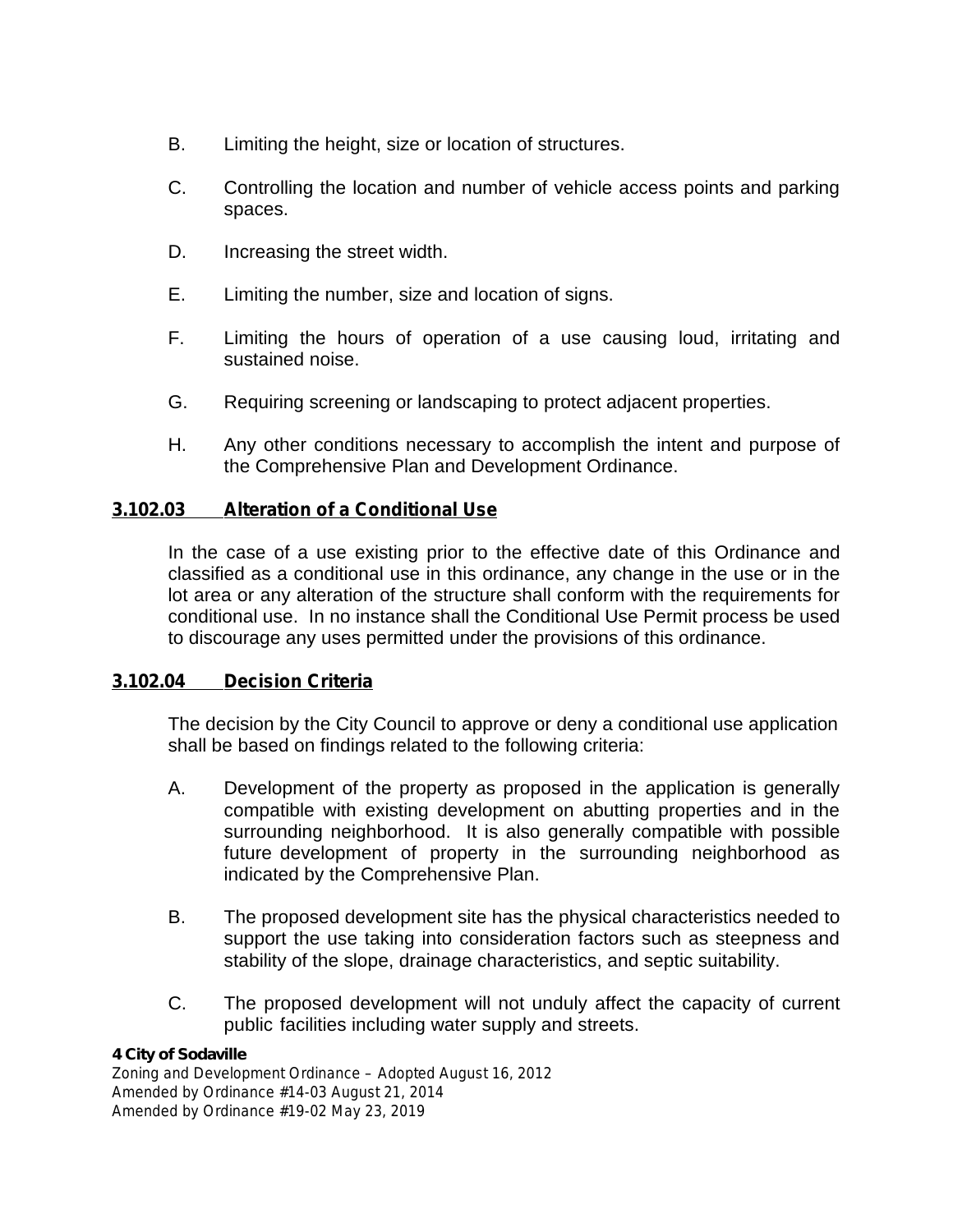B. Limiting the height, size or location of structures.

C. Controlling the location and number of vehicle access points and parking spaces.

D. Increasing the street width.

E. Limiting the number, size and location of signs.

F. Limiting the hours of operation of a use causing loud, irritating and sustained noise.

G. Requiring screening or landscaping to protect adjacent properties.

H. Any other conditions necessary to accomplish the intent and purpose of the Comprehensive Plan and Development Ordinance.

### 3.102.03 Alteration of a Conditional Use

In the case of a use existing prior to the effective date of this Ordinance and classified as a conditional use in this ordinance, any change in the use or in the lot area or any alteration of the structure shall conform with the requirements for conditional use. In no instance shall the Conditional Use Permit process be used to discourage any uses permitted under the provisions of this ordinance.

### 3.102.04 Decision Criteria

The decision by the City Council to approve or deny a conditional use application shall be based on findings related to the following criteria:

A. Development of the property as proposed in the application is generally compatible with existing development on abutting properties and in the surrounding neighborhood. It is also generally compatible with possible future development of property in the surrounding neighborhood as indicated by the Comprehensive Plan.

B. The proposed development site has the physical characteristics needed to support the use taking into consideration factors such as steepness and stability of the slope, drainage characteristics, and septic suitability.

C. The proposed development will not unduly affect the capacity of current public facilities including water supply and streets.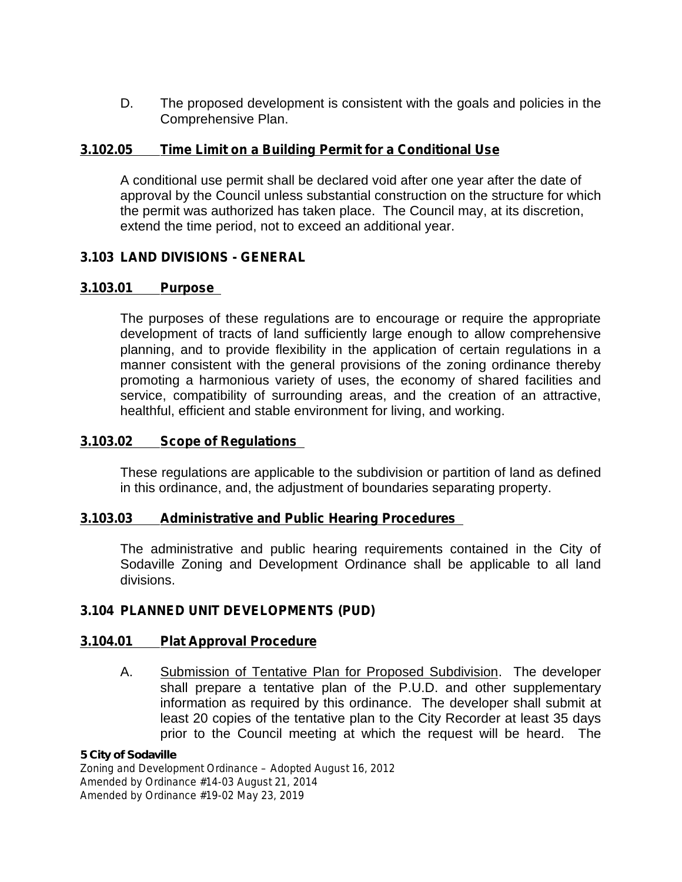D. The proposed development is consistent with the goals and policies in the Comprehensive Plan.

### 3.102.05 Time Limit on a Building Permit for a Conditional Use

A conditional use permit shall be declared void after one year after the date of approval by the Council unless substantial construction on the structure for which the permit was authorized has taken place. The Council may, at its discretion, extend the time period, not to exceed an additional year.

## 3.103 LAND DIVISIONS - GENERAL

### 3.103.01 Purpose

The purposes of these regulations are to encourage or require the appropriate development of tracts of land sufficiently large enough to allow comprehensive planning, and to provide flexibility in the application of certain regulations in a manner consistent with the general provisions of the zoning ordinance thereby promoting a harmonious variety of uses, the economy of shared facilities and service, compatibility of surrounding areas, and the creation of an attractive, healthful, efficient and stable environment for living, and working.

### 3.103.02 Scope of Regulations

These regulations are applicable to the subdivision or partition of land as defined in this ordinance, and, the adjustment of boundaries separating property.

### 3.103.03 Administrative and Public Hearing Procedures

The administrative and public hearing requirements contained in the City of Sodaville Zoning and Development Ordinance shall be applicable to all land divisions.

## 3.104 PLANNED UNIT DEVELOPMENTS (PUD)

### 3.104.01 Plat Approval Procedure

A. Submission of Tentative Plan for Proposed Subdivision. The developer shall prepare a tentative plan of the P.U.D. and other supplementary information as required by this ordinance. The developer shall submit at least 20 copies of the tentative plan to the City Recorder at least 35 days prior to the Council meeting at which the request will be heard. The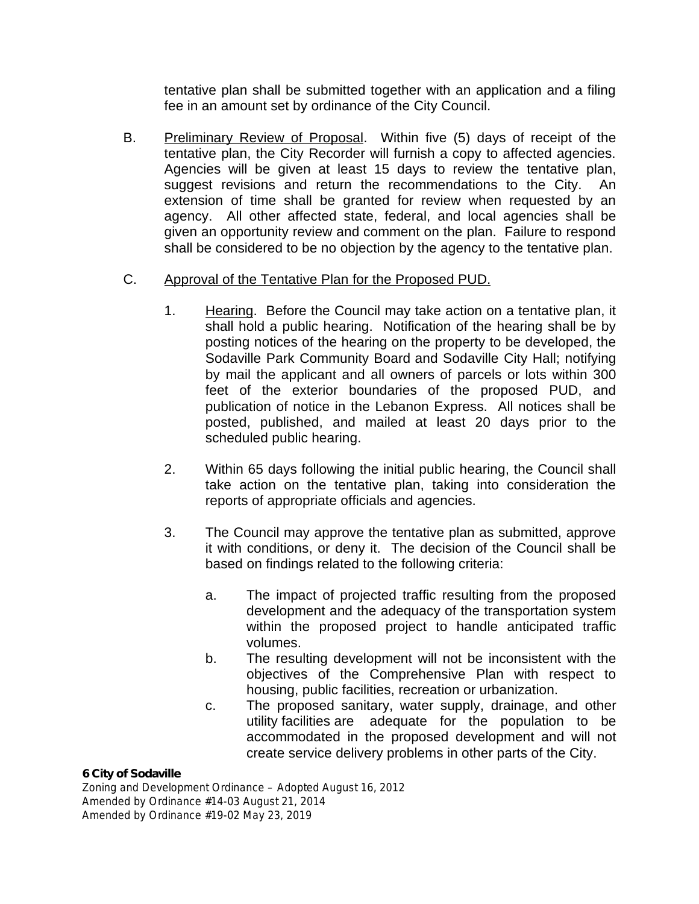tentative plan shall be submitted together with an application and a filing fee in an amount set by ordinance of the City Council.

B. Preliminary Review of Proposal. Within five (5) days of receipt of the tentative plan, the City Recorder will furnish a copy to affected agencies. Agencies will be given at least 15 days to review the tentative plan, suggest revisions and return the recommendations to the City. An extension of time shall be granted for review when requested by an agency. All other affected state, federal, and local agencies shall be given an opportunity review and comment on the plan. Failure to respond shall be considered to be no objection by the agency to the tentative plan.

C. Approval of the Tentative Plan for the Proposed PUD.

1. Hearing. Before the Council may take action on a tentative plan, it shall hold a public hearing. Notification of the hearing shall be by posting notices of the hearing on the property to be developed, the Sodaville Park Community Board and Sodaville City Hall; notifying by mail the applicant and all owners of parcels or lots within 300 feet of the exterior boundaries of the proposed PUD, and publication of notice in the Lebanon Express. All notices shall be posted, published, and mailed at least 20 days prior to the scheduled public hearing.

2. Within 65 days following the initial public hearing, the Council shall take action on the tentative plan, taking into consideration the reports of appropriate officials and agencies.

3. The Council may approve the tentative plan as submitted, approve it with conditions, or deny it. The decision of the Council shall be based on findings related to the following criteria:

   a. The impact of projected traffic resulting from the proposed development and the adequacy of the transportation system within the proposed project to handle anticipated traffic volumes.
   b. The resulting development will not be inconsistent with the objectives of the Comprehensive Plan with respect to housing, public facilities, recreation or urbanization.
   c. The proposed sanitary, water supply, drainage, and other utility facilities are adequate for the population to be accommodated in the proposed development and will not create service delivery problems in other parts of the City.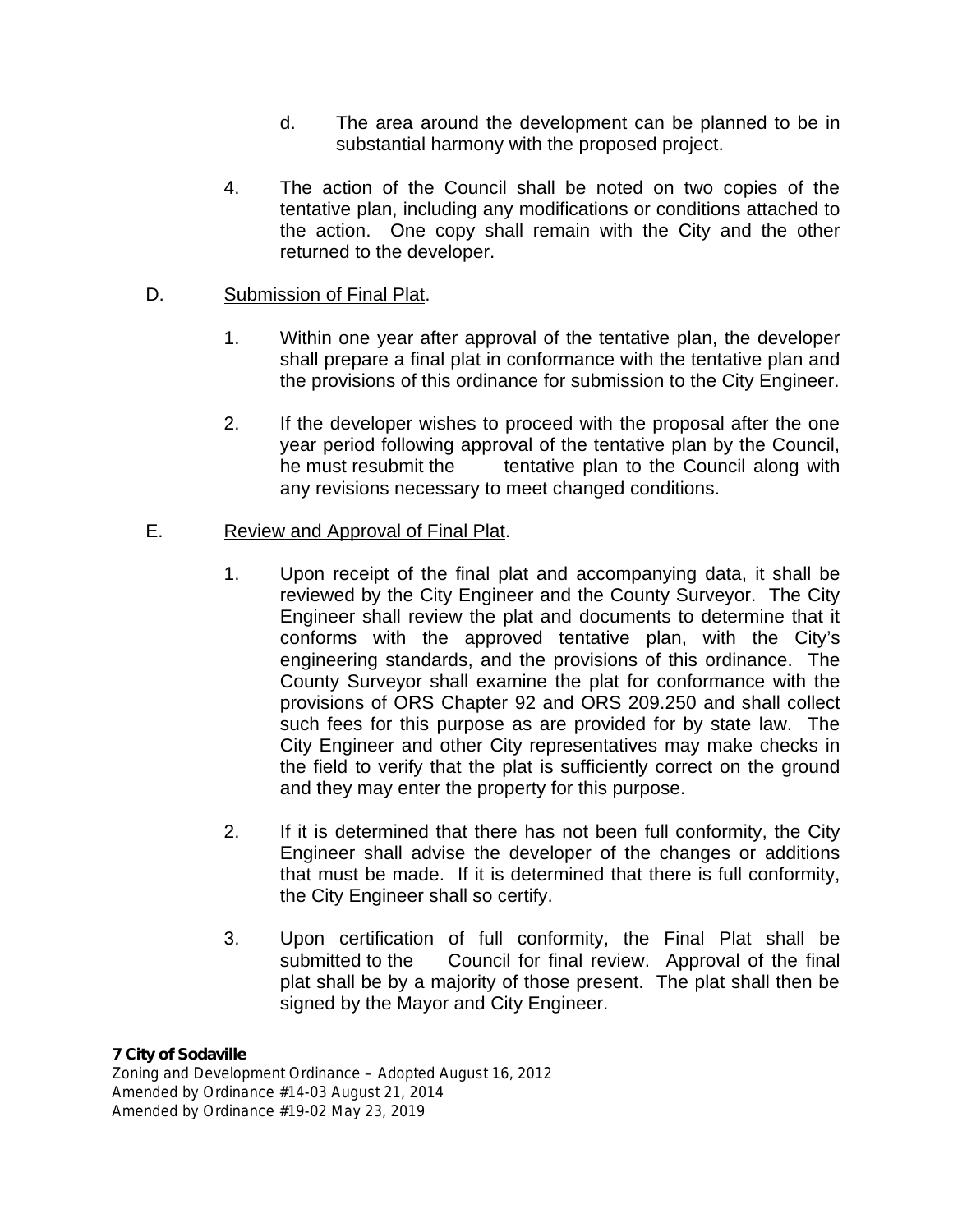d. The area around the development can be planned to be in substantial harmony with the proposed project.

4. The action of the Council shall be noted on two copies of the tentative plan, including any modifications or conditions attached to the action. One copy shall remain with the City and the other returned to the developer.

D. Submission of Final Plat.

1. Within one year after approval of the tentative plan, the developer shall prepare a final plat in conformance with the tentative plan and the provisions of this ordinance for submission to the City Engineer.

2. If the developer wishes to proceed with the proposal after the one year period following approval of the tentative plan by the Council, he must resubmit the tentative plan to the Council along with any revisions necessary to meet changed conditions.

E. Review and Approval of Final Plat.

1. Upon receipt of the final plat and accompanying data, it shall be reviewed by the City Engineer and the County Surveyor. The City Engineer shall review the plat and documents to determine that it conforms with the approved tentative plan, with the City's engineering standards, and the provisions of this ordinance. The County Surveyor shall examine the plat for conformance with the provisions of ORS Chapter 92 and ORS 209.250 and shall collect such fees for this purpose as are provided for by state law. The City Engineer and other City representatives may make checks in the field to verify that the plat is sufficiently correct on the ground and they may enter the property for this purpose.

2. If it is determined that there has not been full conformity, the City Engineer shall advise the developer of the changes or additions that must be made. If it is determined that there is full conformity, the City Engineer shall so certify.

3. Upon certification of full conformity, the Final Plat shall be submitted to the Council for final review. Approval of the final plat shall be by a majority of those present. The plat shall then be signed by the Mayor and City Engineer.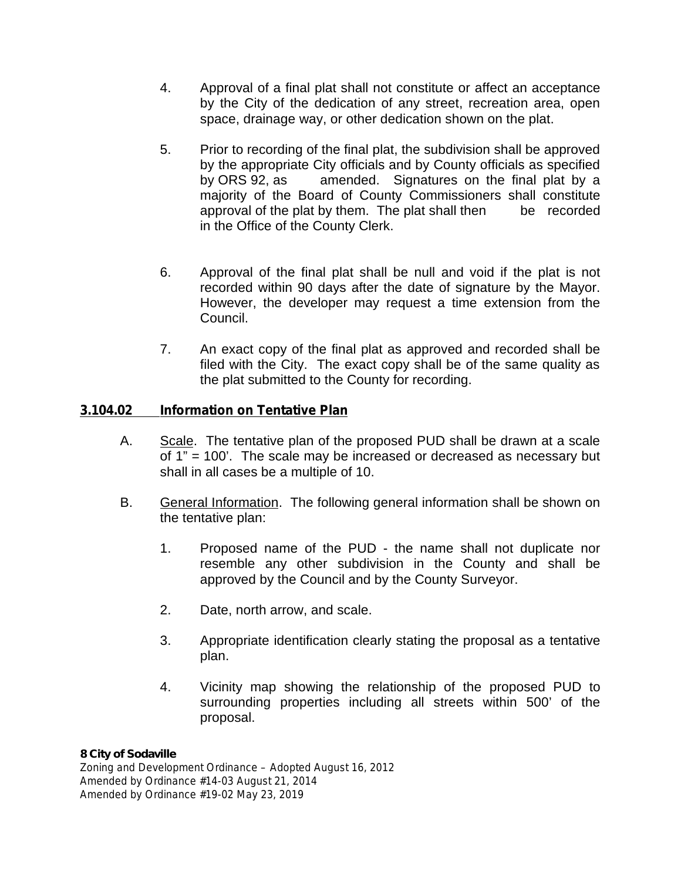4. Approval of a final plat shall not constitute or affect an acceptance by the City of the dedication of any street, recreation area, open space, drainage way, or other dedication shown on the plat.

5. Prior to recording of the final plat, the subdivision shall be approved by the appropriate City officials and by County officials as specified by ORS 92, as amended. Signatures on the final plat by a majority of the Board of County Commissioners shall constitute approval of the plat by them. The plat shall then be recorded in the Office of the County Clerk.

6. Approval of the final plat shall be null and void if the plat is not recorded within 90 days after the date of signature by the Mayor. However, the developer may request a time extension from the Council.

7. An exact copy of the final plat as approved and recorded shall be filed with the City. The exact copy shall be of the same quality as the plat submitted to the County for recording.

### 3.104.02 Information on Tentative Plan

A. Scale. The tentative plan of the proposed PUD shall be drawn at a scale of 1" = 100'. The scale may be increased or decreased as necessary but shall in all cases be a multiple of 10.

B. General Information. The following general information shall be shown on the tentative plan:

1. Proposed name of the PUD - the name shall not duplicate nor resemble any other subdivision in the County and shall be approved by the Council and by the County Surveyor.

2. Date, north arrow, and scale.

3. Appropriate identification clearly stating the proposal as a tentative plan.

4. Vicinity map showing the relationship of the proposed PUD to surrounding properties including all streets within 500' of the proposal.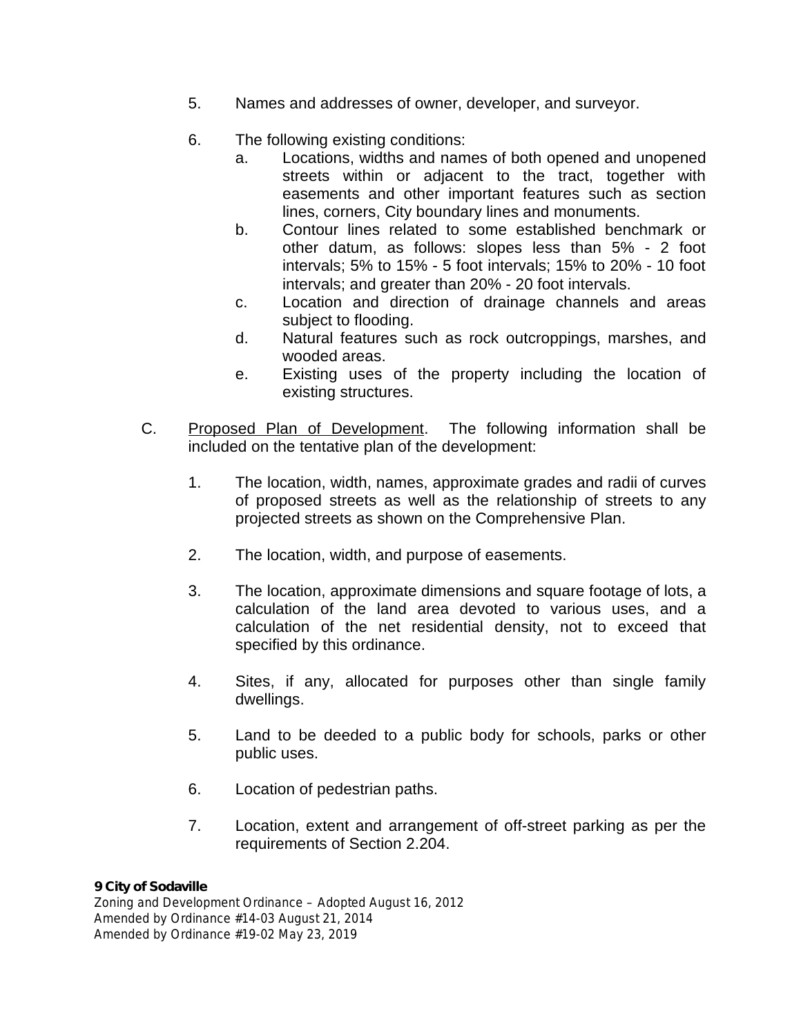5. Names and addresses of owner, developer, and surveyor.

6. The following existing conditions:
   a. Locations, widths and names of both opened and unopened streets within or adjacent to the tract, together with easements and other important features such as section lines, corners, City boundary lines and monuments.
   b. Contour lines related to some established benchmark or other datum, as follows: slopes less than 5% - 2 foot intervals; 5% to 15% - 5 foot intervals; 15% to 20% - 10 foot intervals; and greater than 20% - 20 foot intervals.
   c. Location and direction of drainage channels and areas subject to flooding.
   d. Natural features such as rock outcroppings, marshes, and wooded areas.
   e. Existing uses of the property including the location of existing structures.

C. Proposed Plan of Development. The following information shall be included on the tentative plan of the development:

1. The location, width, names, approximate grades and radii of curves of proposed streets as well as the relationship of streets to any projected streets as shown on the Comprehensive Plan.

2. The location, width, and purpose of easements.

3. The location, approximate dimensions and square footage of lots, a calculation of the land area devoted to various uses, and a calculation of the net residential density, not to exceed that specified by this ordinance.

4. Sites, if any, allocated for purposes other than single family dwellings.

5. Land to be deeded to a public body for schools, parks or other public uses.

6. Location of pedestrian paths.

7. Location, extent and arrangement of off-street parking as per the requirements of Section 2.204.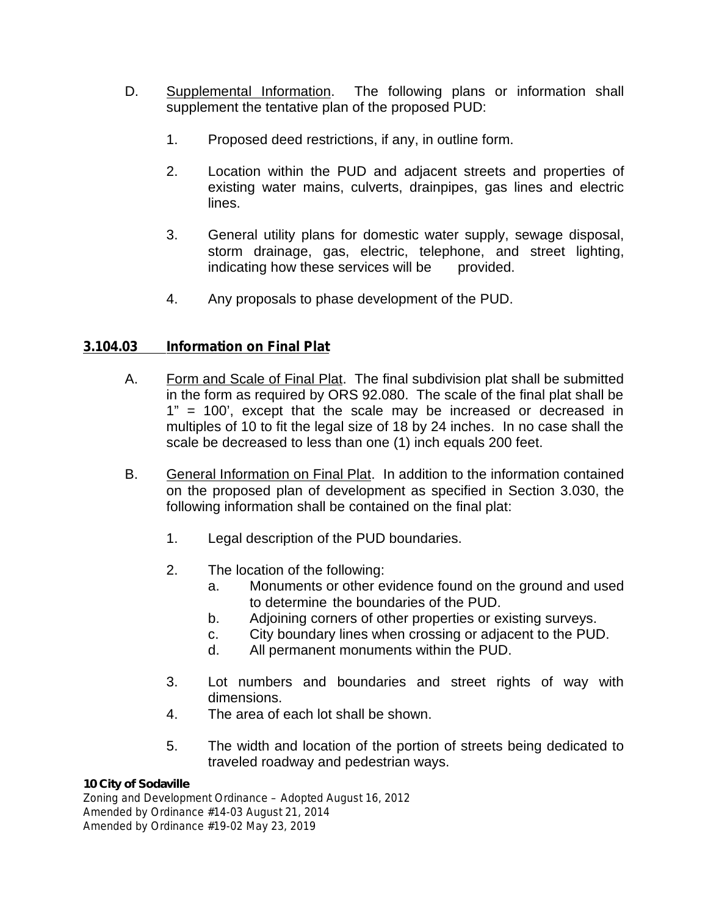D. Supplemental Information. The following plans or information shall supplement the tentative plan of the proposed PUD:

1. Proposed deed restrictions, if any, in outline form.

2. Location within the PUD and adjacent streets and properties of existing water mains, culverts, drainpipes, gas lines and electric lines.

3. General utility plans for domestic water supply, sewage disposal, storm drainage, gas, electric, telephone, and street lighting, indicating how these services will be provided.

4. Any proposals to phase development of the PUD.

### 3.104.03 Information on Final Plat

A. Form and Scale of Final Plat. The final subdivision plat shall be submitted in the form as required by ORS 92.080. The scale of the final plat shall be 1" = 100', except that the scale may be increased or decreased in multiples of 10 to fit the legal size of 18 by 24 inches. In no case shall the scale be decreased to less than one (1) inch equals 200 feet.

B. General Information on Final Plat. In addition to the information contained on the proposed plan of development as specified in Section 3.030, the following information shall be contained on the final plat:

1. Legal description of the PUD boundaries.

2. The location of the following:
   a. Monuments or other evidence found on the ground and used to determine the boundaries of the PUD.
   b. Adjoining corners of other properties or existing surveys.
   c. City boundary lines when crossing or adjacent to the PUD.
   d. All permanent monuments within the PUD.

3. Lot numbers and boundaries and street rights of way with dimensions.

4. The area of each lot shall be shown.

5. The width and location of the portion of streets being dedicated to traveled roadway and pedestrian ways.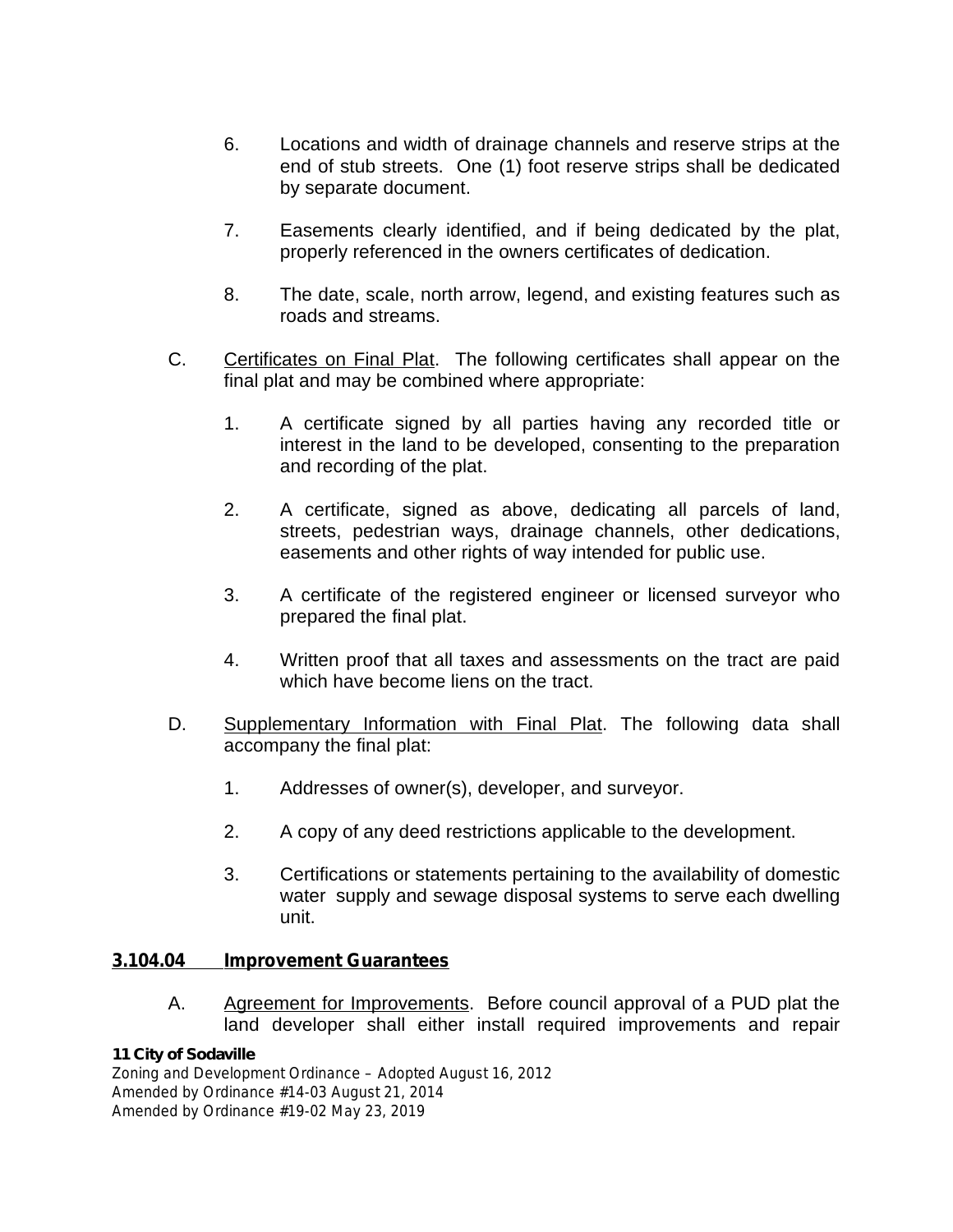6. Locations and width of drainage channels and reserve strips at the end of stub streets. One (1) foot reserve strips shall be dedicated by separate document.

7. Easements clearly identified, and if being dedicated by the plat, properly referenced in the owners certificates of dedication.

8. The date, scale, north arrow, legend, and existing features such as roads and streams.

C. Certificates on Final Plat. The following certificates shall appear on the final plat and may be combined where appropriate:

1. A certificate signed by all parties having any recorded title or interest in the land to be developed, consenting to the preparation and recording of the plat.

2. A certificate, signed as above, dedicating all parcels of land, streets, pedestrian ways, drainage channels, other dedications, easements and other rights of way intended for public use.

3. A certificate of the registered engineer or licensed surveyor who prepared the final plat.

4. Written proof that all taxes and assessments on the tract are paid which have become liens on the tract.

D. Supplementary Information with Final Plat. The following data shall accompany the final plat:

1. Addresses of owner(s), developer, and surveyor.

2. A copy of any deed restrictions applicable to the development.

3. Certifications or statements pertaining to the availability of domestic water supply and sewage disposal systems to serve each dwelling unit.

**3.104.04 Improvement Guarantees**

A. Agreement for Improvements. Before council approval of a PUD plat the land developer shall either install required improvements and repair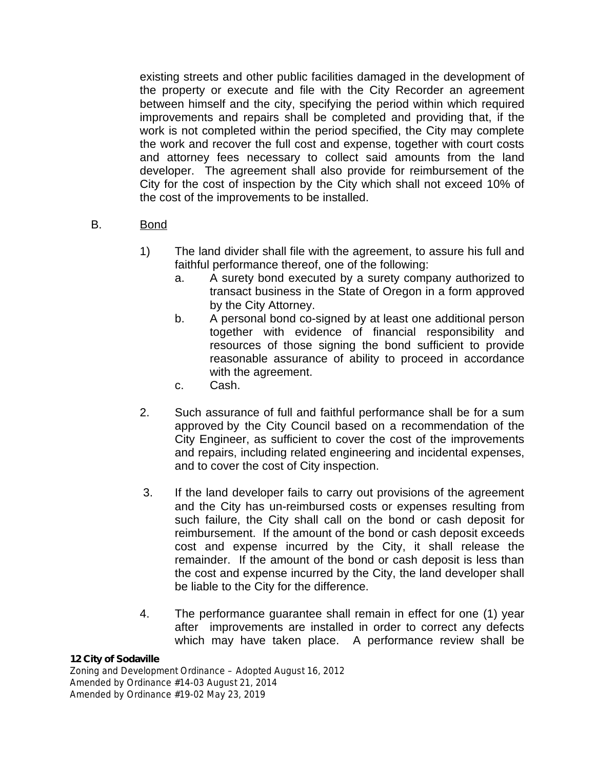existing streets and other public facilities damaged in the development of the property or execute and file with the City Recorder an agreement between himself and the city, specifying the period within which required improvements and repairs shall be completed and providing that, if the work is not completed within the period specified, the City may complete the work and recover the full cost and expense, together with court costs and attorney fees necessary to collect said amounts from the land developer. The agreement shall also provide for reimbursement of the City for the cost of inspection by the City which shall not exceed 10% of the cost of the improvements to be installed.

B. <u>Bond</u>

1) The land divider shall file with the agreement, to assure his full and faithful performance thereof, one of the following:
   a. A surety bond executed by a surety company authorized to transact business in the State of Oregon in a form approved by the City Attorney.
   b. A personal bond co-signed by at least one additional person together with evidence of financial responsibility and resources of those signing the bond sufficient to provide reasonable assurance of ability to proceed in accordance with the agreement.
   c. Cash.

2. Such assurance of full and faithful performance shall be for a sum approved by the City Council based on a recommendation of the City Engineer, as sufficient to cover the cost of the improvements and repairs, including related engineering and incidental expenses, and to cover the cost of City inspection.

3. If the land developer fails to carry out provisions of the agreement and the City has un-reimbursed costs or expenses resulting from such failure, the City shall call on the bond or cash deposit for reimbursement. If the amount of the bond or cash deposit exceeds cost and expense incurred by the City, it shall release the remainder. If the amount of the bond or cash deposit is less than the cost and expense incurred by the City, the land developer shall be liable to the City for the difference.

4. The performance guarantee shall remain in effect for one (1) year after improvements are installed in order to correct any defects which may have taken place. A performance review shall be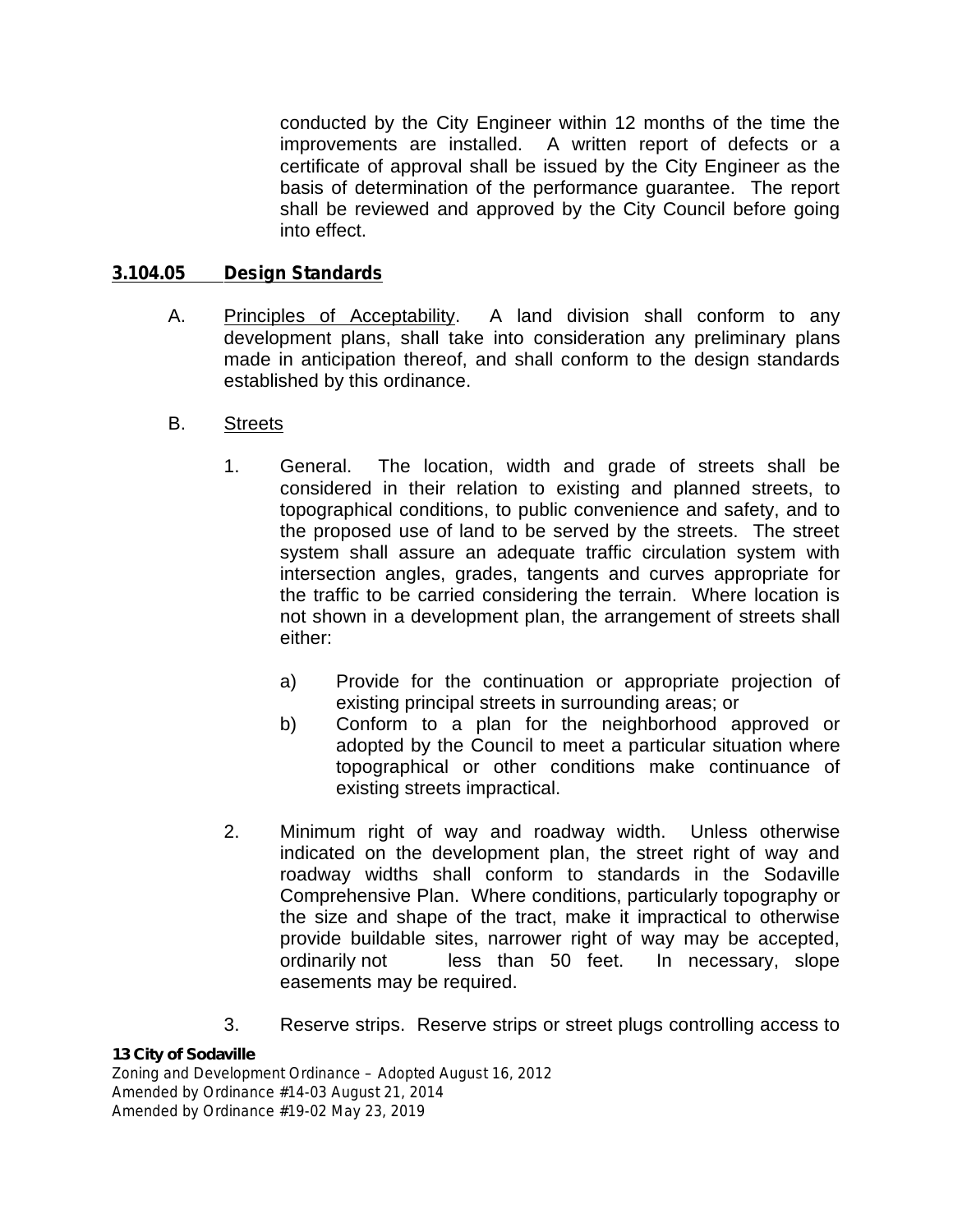conducted by the City Engineer within 12 months of the time the improvements are installed. A written report of defects or a certificate of approval shall be issued by the City Engineer as the basis of determination of the performance guarantee. The report shall be reviewed and approved by the City Council before going into effect.

## 3.104.05 Design Standards

A. Principles of Acceptability. A land division shall conform to any development plans, shall take into consideration any preliminary plans made in anticipation thereof, and shall conform to the design standards established by this ordinance.

B. Streets

1. General. The location, width and grade of streets shall be considered in their relation to existing and planned streets, to topographical conditions, to public convenience and safety, and to the proposed use of land to be served by the streets. The street system shall assure an adequate traffic circulation system with intersection angles, grades, tangents and curves appropriate for the traffic to be carried considering the terrain. Where location is not shown in a development plan, the arrangement of streets shall either:

    a) Provide for the continuation or appropriate projection of existing principal streets in surrounding areas; or
    b) Conform to a plan for the neighborhood approved or adopted by the Council to meet a particular situation where topographical or other conditions make continuance of existing streets impractical.

2. Minimum right of way and roadway width. Unless otherwise indicated on the development plan, the street right of way and roadway widths shall conform to standards in the Sodaville Comprehensive Plan. Where conditions, particularly topography or the size and shape of the tract, make it impractical to otherwise provide buildable sites, narrower right of way may be accepted, ordinarily not less than 50 feet. In necessary, slope easements may be required.

3. Reserve strips. Reserve strips or street plugs controlling access to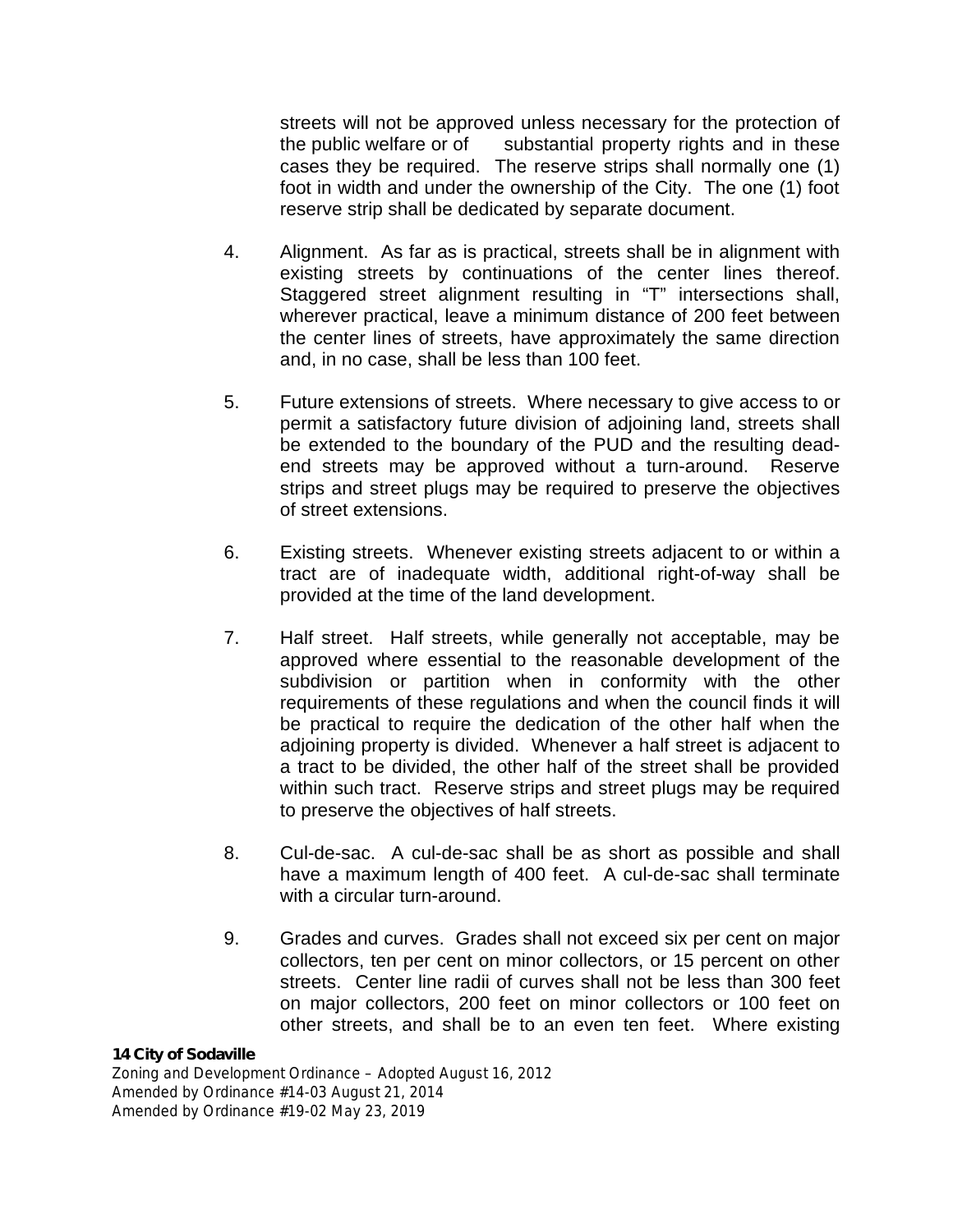streets will not be approved unless necessary for the protection of the public welfare or of substantial property rights and in these cases they be required. The reserve strips shall normally one (1) foot in width and under the ownership of the City. The one (1) foot reserve strip shall be dedicated by separate document.

4. Alignment. As far as is practical, streets shall be in alignment with existing streets by continuations of the center lines thereof. Staggered street alignment resulting in "T" intersections shall, wherever practical, leave a minimum distance of 200 feet between the center lines of streets, have approximately the same direction and, in no case, shall be less than 100 feet.

5. Future extensions of streets. Where necessary to give access to or permit a satisfactory future division of adjoining land, streets shall be extended to the boundary of the PUD and the resulting dead-end streets may be approved without a turn-around. Reserve strips and street plugs may be required to preserve the objectives of street extensions.

6. Existing streets. Whenever existing streets adjacent to or within a tract are of inadequate width, additional right-of-way shall be provided at the time of the land development.

7. Half street. Half streets, while generally not acceptable, may be approved where essential to the reasonable development of the subdivision or partition when in conformity with the other requirements of these regulations and when the council finds it will be practical to require the dedication of the other half when the adjoining property is divided. Whenever a half street is adjacent to a tract to be divided, the other half of the street shall be provided within such tract. Reserve strips and street plugs may be required to preserve the objectives of half streets.

8. Cul-de-sac. A cul-de-sac shall be as short as possible and shall have a maximum length of 400 feet. A cul-de-sac shall terminate with a circular turn-around.

9. Grades and curves. Grades shall not exceed six per cent on major collectors, ten per cent on minor collectors, or 15 percent on other streets. Center line radii of curves shall not be less than 300 feet on major collectors, 200 feet on minor collectors or 100 feet on other streets, and shall be to an even ten feet. Where existing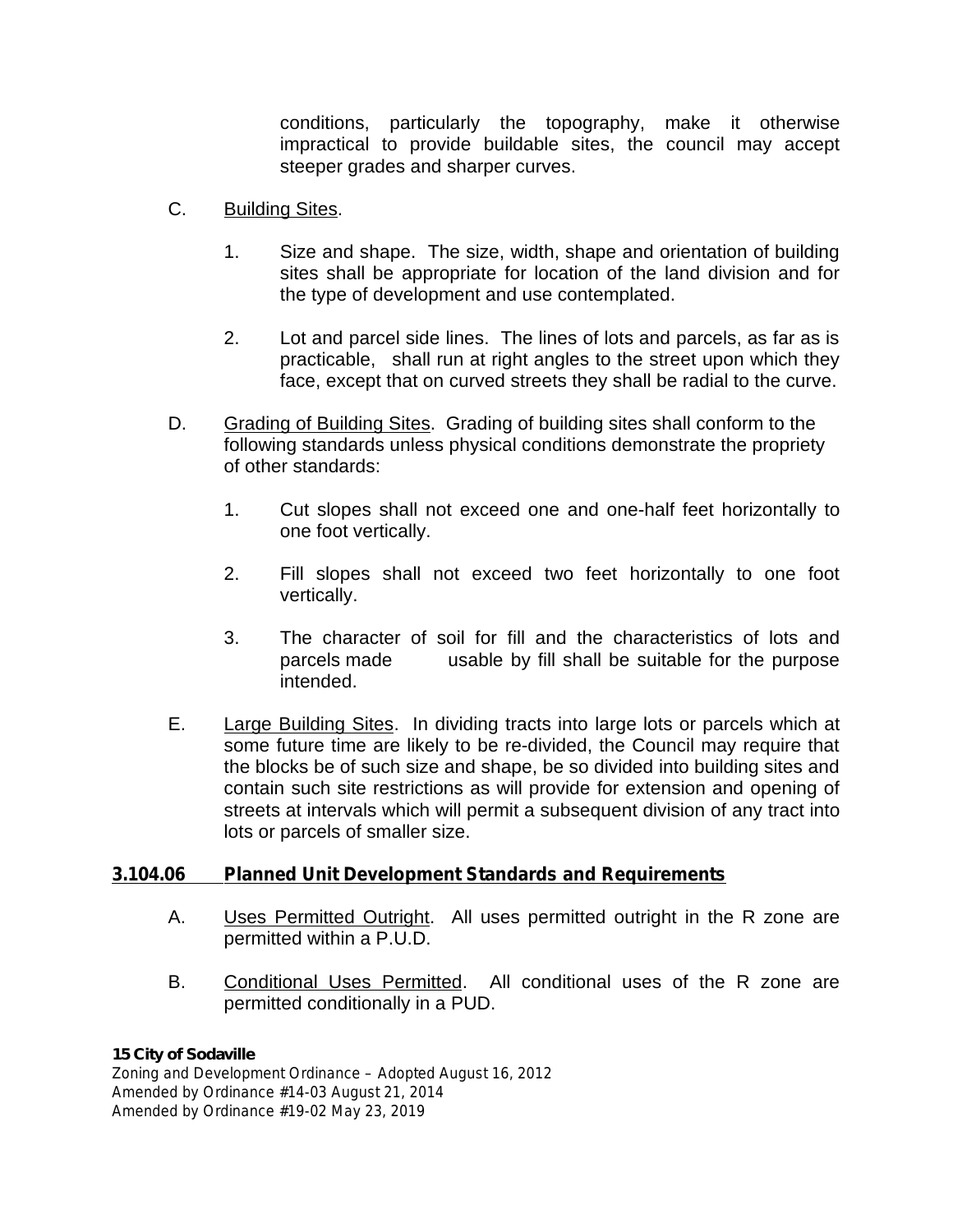conditions, particularly the topography, make it otherwise impractical to provide buildable sites, the council may accept steeper grades and sharper curves.

C. Building Sites.

1. Size and shape. The size, width, shape and orientation of building sites shall be appropriate for location of the land division and for the type of development and use contemplated.

2. Lot and parcel side lines. The lines of lots and parcels, as far as is practicable, shall run at right angles to the street upon which they face, except that on curved streets they shall be radial to the curve.

D. Grading of Building Sites. Grading of building sites shall conform to the following standards unless physical conditions demonstrate the propriety of other standards:

1. Cut slopes shall not exceed one and one-half feet horizontally to one foot vertically.

2. Fill slopes shall not exceed two feet horizontally to one foot vertically.

3. The character of soil for fill and the characteristics of lots and parcels made usable by fill shall be suitable for the purpose intended.

E. Large Building Sites. In dividing tracts into large lots or parcels which at some future time are likely to be re-divided, the Council may require that the blocks be of such size and shape, be so divided into building sites and contain such site restrictions as will provide for extension and opening of streets at intervals which will permit a subsequent division of any tract into lots or parcels of smaller size.

## 3.104.06 Planned Unit Development Standards and Requirements

A. Uses Permitted Outright. All uses permitted outright in the R zone are permitted within a P.U.D.

B. Conditional Uses Permitted. All conditional uses of the R zone are permitted conditionally in a PUD.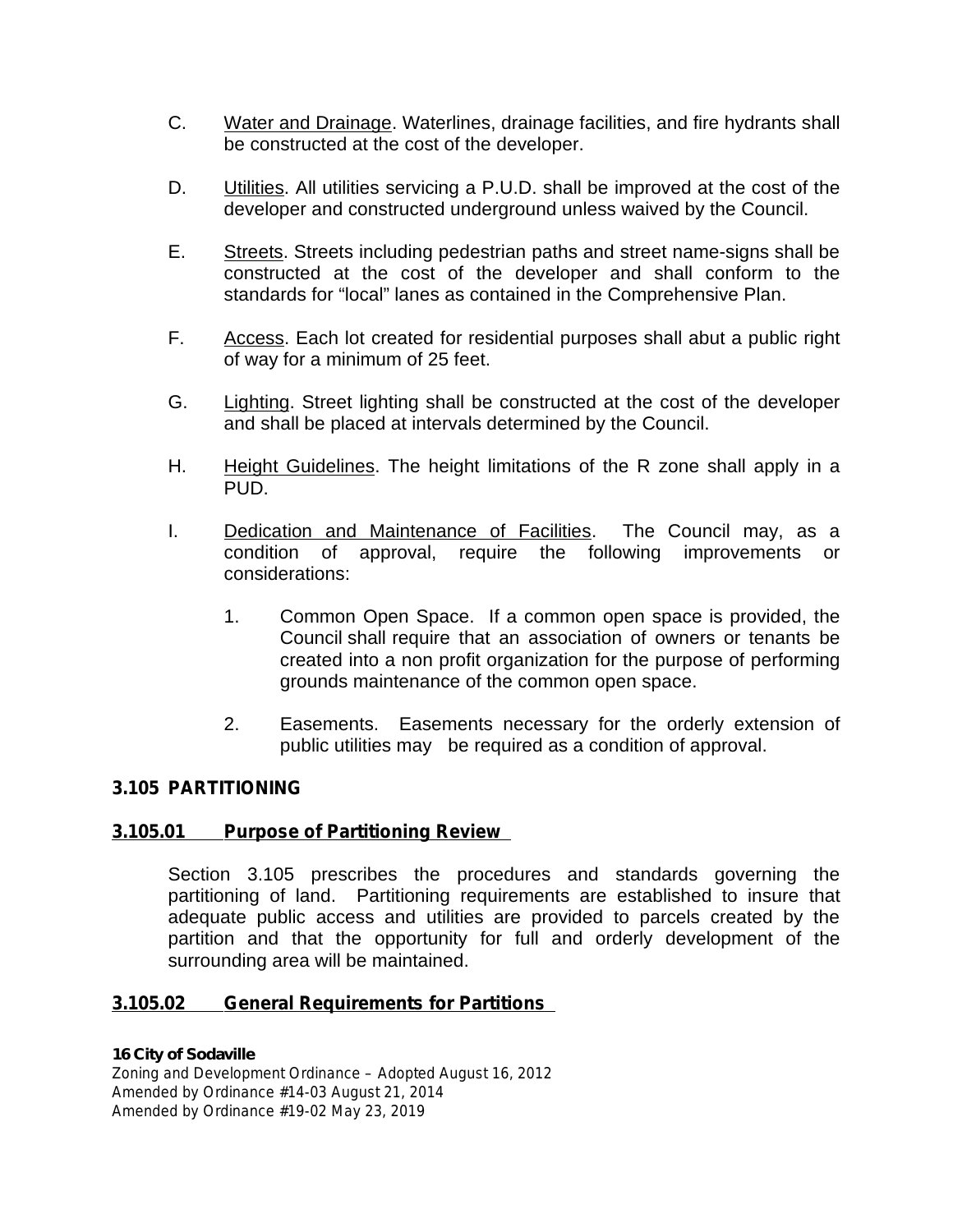C. Water and Drainage. Waterlines, drainage facilities, and fire hydrants shall be constructed at the cost of the developer.

D. Utilities. All utilities servicing a P.U.D. shall be improved at the cost of the developer and constructed underground unless waived by the Council.

E. Streets. Streets including pedestrian paths and street name-signs shall be constructed at the cost of the developer and shall conform to the standards for "local" lanes as contained in the Comprehensive Plan.

F. Access. Each lot created for residential purposes shall abut a public right of way for a minimum of 25 feet.

G. Lighting. Street lighting shall be constructed at the cost of the developer and shall be placed at intervals determined by the Council.

H. Height Guidelines. The height limitations of the R zone shall apply in a PUD.

I. Dedication and Maintenance of Facilities. The Council may, as a condition of approval, require the following improvements or considerations:

   1. Common Open Space. If a common open space is provided, the Council shall require that an association of owners or tenants be created into a non profit organization for the purpose of performing grounds maintenance of the common open space.

   2. Easements. Easements necessary for the orderly extension of public utilities may be required as a condition of approval.

## 3.105 PARTITIONING

### 3.105.01 Purpose of Partitioning Review

Section 3.105 prescribes the procedures and standards governing the partitioning of land. Partitioning requirements are established to insure that adequate public access and utilities are provided to parcels created by the partition and that the opportunity for full and orderly development of the surrounding area will be maintained.

### 3.105.02 General Requirements for Partitions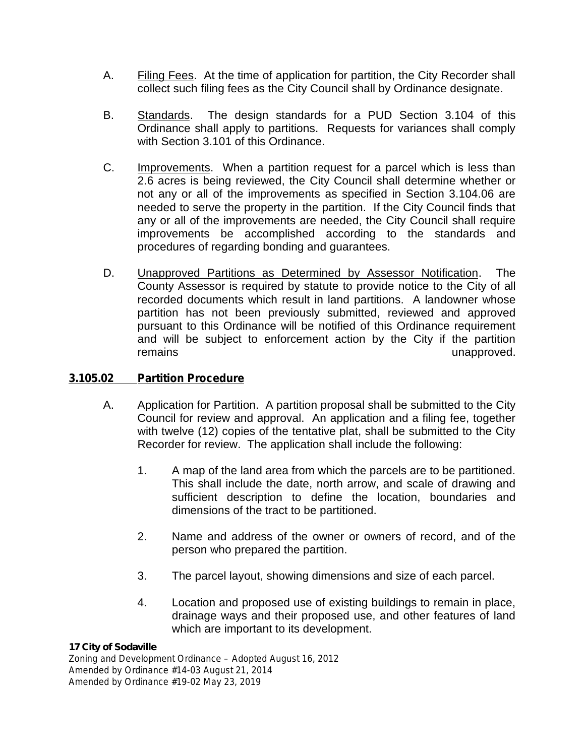A. Filing Fees. At the time of application for partition, the City Recorder shall collect such filing fees as the City Council shall by Ordinance designate.

B. Standards. The design standards for a PUD Section 3.104 of this Ordinance shall apply to partitions. Requests for variances shall comply with Section 3.101 of this Ordinance.

C. Improvements. When a partition request for a parcel which is less than 2.6 acres is being reviewed, the City Council shall determine whether or not any or all of the improvements as specified in Section 3.104.06 are needed to serve the property in the partition. If the City Council finds that any or all of the improvements are needed, the City Council shall require improvements be accomplished according to the standards and procedures of regarding bonding and guarantees.

D. Unapproved Partitions as Determined by Assessor Notification. The County Assessor is required by statute to provide notice to the City of all recorded documents which result in land partitions. A landowner whose partition has not been previously submitted, reviewed and approved pursuant to this Ordinance will be notified of this Ordinance requirement and will be subject to enforcement action by the City if the partition remains unapproved.

### 3.105.02 Partition Procedure

A. Application for Partition. A partition proposal shall be submitted to the City Council for review and approval. An application and a filing fee, together with twelve (12) copies of the tentative plat, shall be submitted to the City Recorder for review. The application shall include the following:

1. A map of the land area from which the parcels are to be partitioned. This shall include the date, north arrow, and scale of drawing and sufficient description to define the location, boundaries and dimensions of the tract to be partitioned.

2. Name and address of the owner or owners of record, and of the person who prepared the partition.

3. The parcel layout, showing dimensions and size of each parcel.

4. Location and proposed use of existing buildings to remain in place, drainage ways and their proposed use, and other features of land which are important to its development.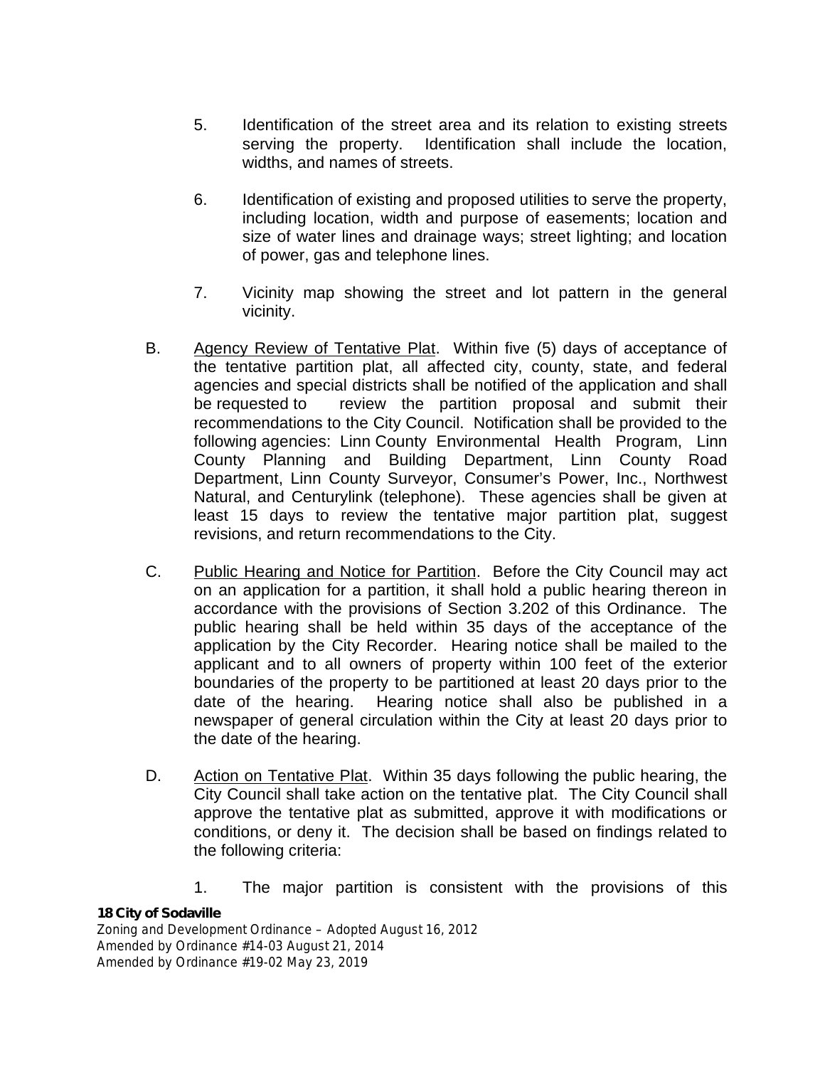5. Identification of the street area and its relation to existing streets serving the property. Identification shall include the location, widths, and names of streets.

6. Identification of existing and proposed utilities to serve the property, including location, width and purpose of easements; location and size of water lines and drainage ways; street lighting; and location of power, gas and telephone lines.

7. Vicinity map showing the street and lot pattern in the general vicinity.

B. Agency Review of Tentative Plat. Within five (5) days of acceptance of the tentative partition plat, all affected city, county, state, and federal agencies and special districts shall be notified of the application and shall be requested to review the partition proposal and submit their recommendations to the City Council. Notification shall be provided to the following agencies: Linn County Environmental Health Program, Linn County Planning and Building Department, Linn County Road Department, Linn County Surveyor, Consumer's Power, Inc., Northwest Natural, and Centurylink (telephone). These agencies shall be given at least 15 days to review the tentative major partition plat, suggest revisions, and return recommendations to the City.

C. Public Hearing and Notice for Partition. Before the City Council may act on an application for a partition, it shall hold a public hearing thereon in accordance with the provisions of Section 3.202 of this Ordinance. The public hearing shall be held within 35 days of the acceptance of the application by the City Recorder. Hearing notice shall be mailed to the applicant and to all owners of property within 100 feet of the exterior boundaries of the property to be partitioned at least 20 days prior to the date of the hearing. Hearing notice shall also be published in a newspaper of general circulation within the City at least 20 days prior to the date of the hearing.

D. Action on Tentative Plat. Within 35 days following the public hearing, the City Council shall take action on the tentative plat. The City Council shall approve the tentative plat as submitted, approve it with modifications or conditions, or deny it. The decision shall be based on findings related to the following criteria:

1. The major partition is consistent with the provisions of this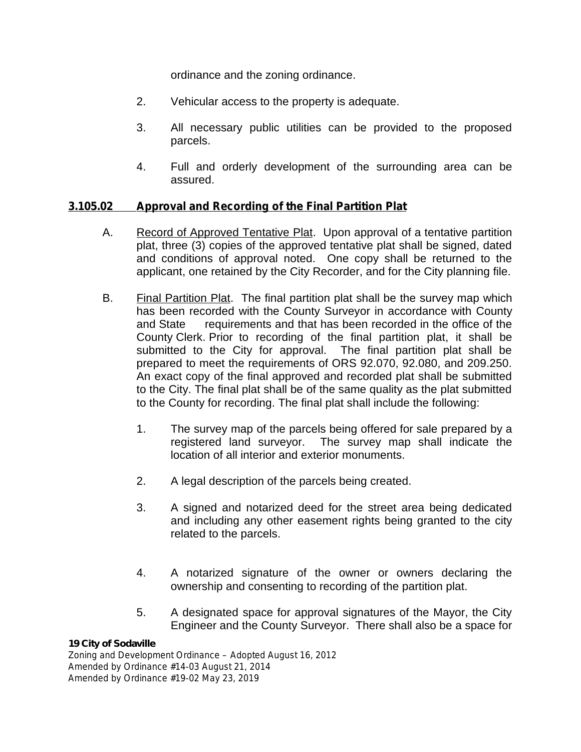ordinance and the zoning ordinance.

2. Vehicular access to the property is adequate.

3. All necessary public utilities can be provided to the proposed parcels.

4. Full and orderly development of the surrounding area can be assured.

## 3.105.02 Approval and Recording of the Final Partition Plat

A. Record of Approved Tentative Plat. Upon approval of a tentative partition plat, three (3) copies of the approved tentative plat shall be signed, dated and conditions of approval noted. One copy shall be returned to the applicant, one retained by the City Recorder, and for the City planning file.

B. Final Partition Plat. The final partition plat shall be the survey map which has been recorded with the County Surveyor in accordance with County and State requirements and that has been recorded in the office of the County Clerk. Prior to recording of the final partition plat, it shall be submitted to the City for approval. The final partition plat shall be prepared to meet the requirements of ORS 92.070, 92.080, and 209.250. An exact copy of the final approved and recorded plat shall be submitted to the City. The final plat shall be of the same quality as the plat submitted to the County for recording. The final plat shall include the following:

   1. The survey map of the parcels being offered for sale prepared by a registered land surveyor. The survey map shall indicate the location of all interior and exterior monuments.

   2. A legal description of the parcels being created.

   3. A signed and notarized deed for the street area being dedicated and including any other easement rights being granted to the city related to the parcels.

   4. A notarized signature of the owner or owners declaring the ownership and consenting to recording of the partition plat.

   5. A designated space for approval signatures of the Mayor, the City Engineer and the County Surveyor. There shall also be a space for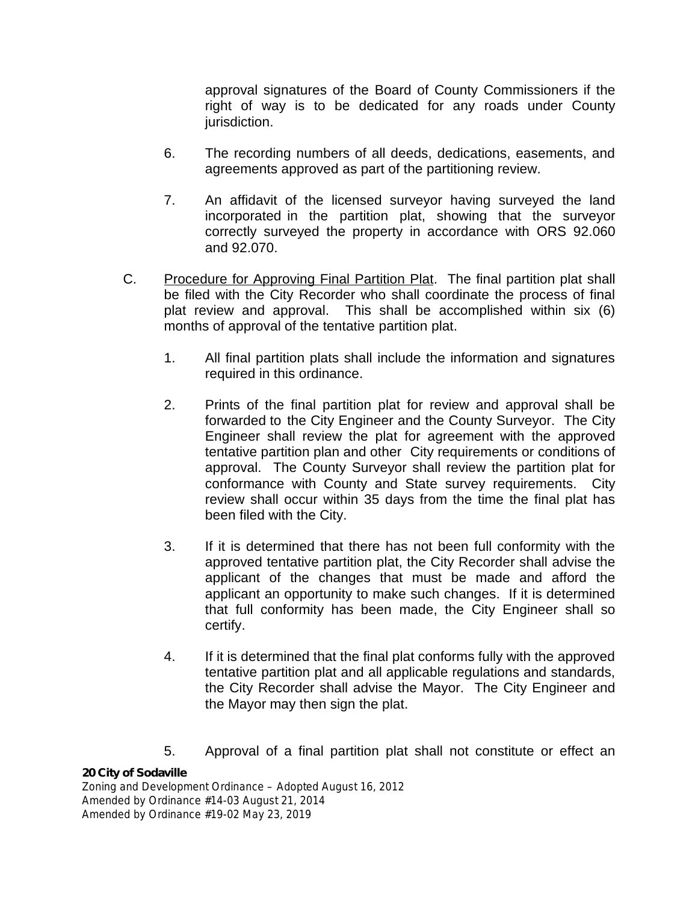approval signatures of the Board of County Commissioners if the right of way is to be dedicated for any roads under County jurisdiction.

6. The recording numbers of all deeds, dedications, easements, and agreements approved as part of the partitioning review.

7. An affidavit of the licensed surveyor having surveyed the land incorporated in the partition plat, showing that the surveyor correctly surveyed the property in accordance with ORS 92.060 and 92.070.

C. <u>Procedure for Approving Final Partition Plat</u>. The final partition plat shall be filed with the City Recorder who shall coordinate the process of final plat review and approval. This shall be accomplished within six (6) months of approval of the tentative partition plat.

1. All final partition plats shall include the information and signatures required in this ordinance.

2. Prints of the final partition plat for review and approval shall be forwarded to the City Engineer and the County Surveyor. The City Engineer shall review the plat for agreement with the approved tentative partition plan and other City requirements or conditions of approval. The County Surveyor shall review the partition plat for conformance with County and State survey requirements. City review shall occur within 35 days from the time the final plat has been filed with the City.

3. If it is determined that there has not been full conformity with the approved tentative partition plat, the City Recorder shall advise the applicant of the changes that must be made and afford the applicant an opportunity to make such changes. If it is determined that full conformity has been made, the City Engineer shall so certify.

4. If it is determined that the final plat conforms fully with the approved tentative partition plat and all applicable regulations and standards, the City Recorder shall advise the Mayor. The City Engineer and the Mayor may then sign the plat.

5. Approval of a final partition plat shall not constitute or effect an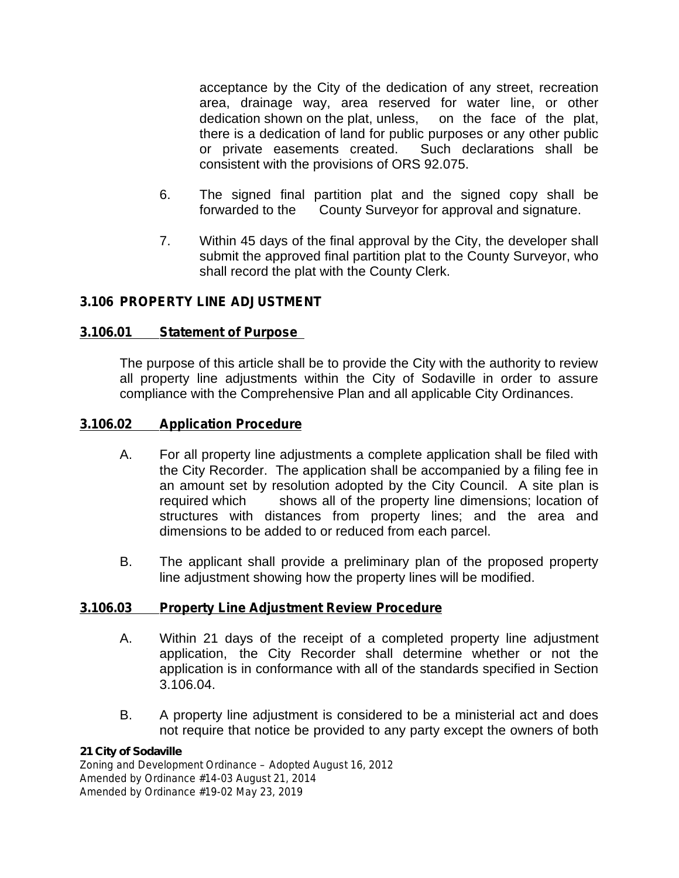acceptance by the City of the dedication of any street, recreation area, drainage way, area reserved for water line, or other dedication shown on the plat, unless, on the face of the plat, there is a dedication of land for public purposes or any other public or private easements created. Such declarations shall be consistent with the provisions of ORS 92.075.

6. The signed final partition plat and the signed copy shall be forwarded to the County Surveyor for approval and signature.

7. Within 45 days of the final approval by the City, the developer shall submit the approved final partition plat to the County Surveyor, who shall record the plat with the County Clerk.

## 3.106 PROPERTY LINE ADJUSTMENT

### 3.106.01 Statement of Purpose

The purpose of this article shall be to provide the City with the authority to review all property line adjustments within the City of Sodaville in order to assure compliance with the Comprehensive Plan and all applicable City Ordinances.

### 3.106.02 Application Procedure

A. For all property line adjustments a complete application shall be filed with the City Recorder. The application shall be accompanied by a filing fee in an amount set by resolution adopted by the City Council. A site plan is required which shows all of the property line dimensions; location of structures with distances from property lines; and the area and dimensions to be added to or reduced from each parcel.

B. The applicant shall provide a preliminary plan of the proposed property line adjustment showing how the property lines will be modified.

### 3.106.03 Property Line Adjustment Review Procedure

A. Within 21 days of the receipt of a completed property line adjustment application, the City Recorder shall determine whether or not the application is in conformance with all of the standards specified in Section 3.106.04.

B. A property line adjustment is considered to be a ministerial act and does not require that notice be provided to any party except the owners of both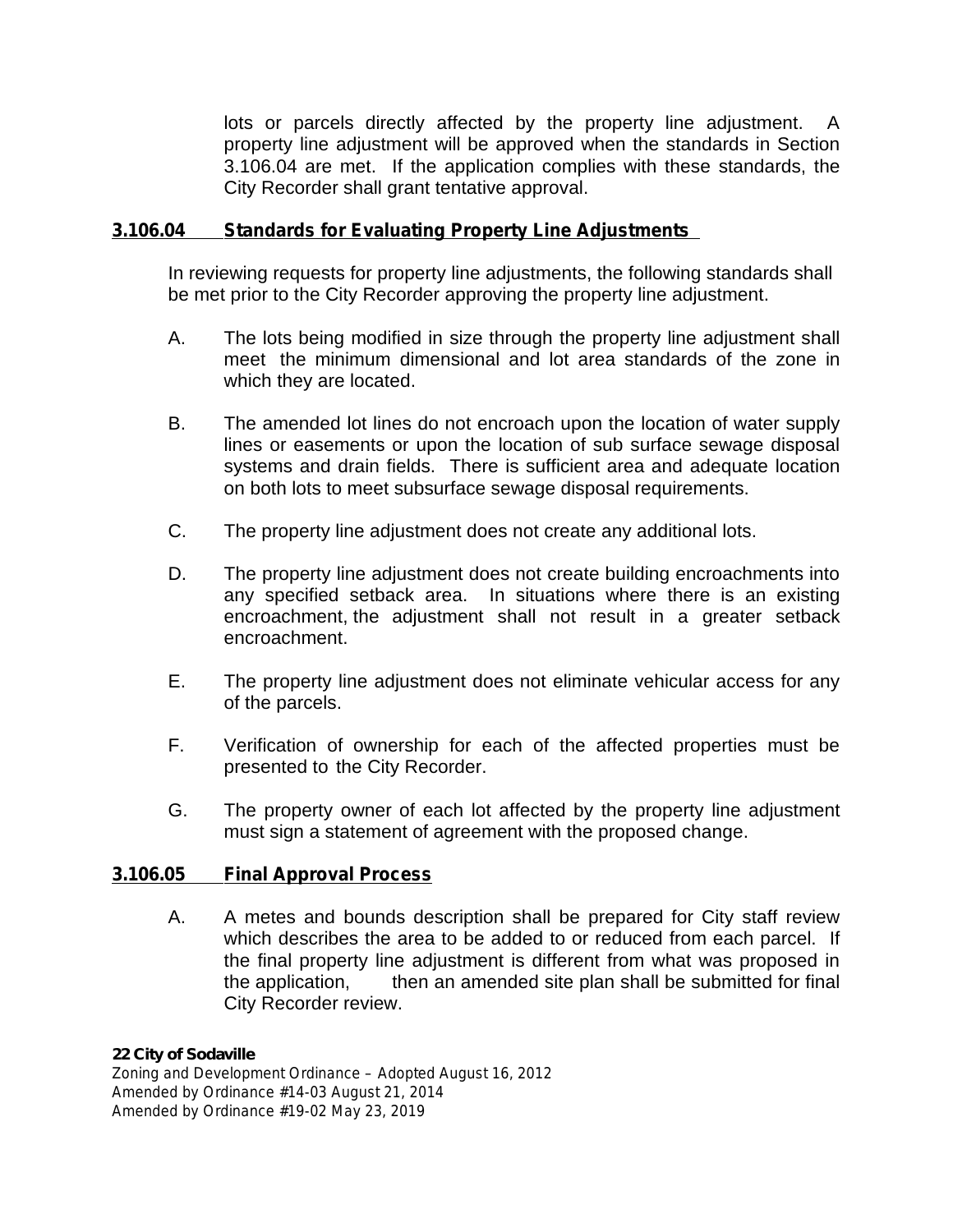lots or parcels directly affected by the property line adjustment. A property line adjustment will be approved when the standards in Section 3.106.04 are met. If the application complies with these standards, the City Recorder shall grant tentative approval.

### 3.106.04 Standards for Evaluating Property Line Adjustments

In reviewing requests for property line adjustments, the following standards shall be met prior to the City Recorder approving the property line adjustment.

A. The lots being modified in size through the property line adjustment shall meet the minimum dimensional and lot area standards of the zone in which they are located.

B. The amended lot lines do not encroach upon the location of water supply lines or easements or upon the location of sub surface sewage disposal systems and drain fields. There is sufficient area and adequate location on both lots to meet subsurface sewage disposal requirements.

C. The property line adjustment does not create any additional lots.

D. The property line adjustment does not create building encroachments into any specified setback area. In situations where there is an existing encroachment, the adjustment shall not result in a greater setback encroachment.

E. The property line adjustment does not eliminate vehicular access for any of the parcels.

F. Verification of ownership for each of the affected properties must be presented to the City Recorder.

G. The property owner of each lot affected by the property line adjustment must sign a statement of agreement with the proposed change.

### 3.106.05 Final Approval Process

A. A metes and bounds description shall be prepared for City staff review which describes the area to be added to or reduced from each parcel. If the final property line adjustment is different from what was proposed in the application, then an amended site plan shall be submitted for final City Recorder review.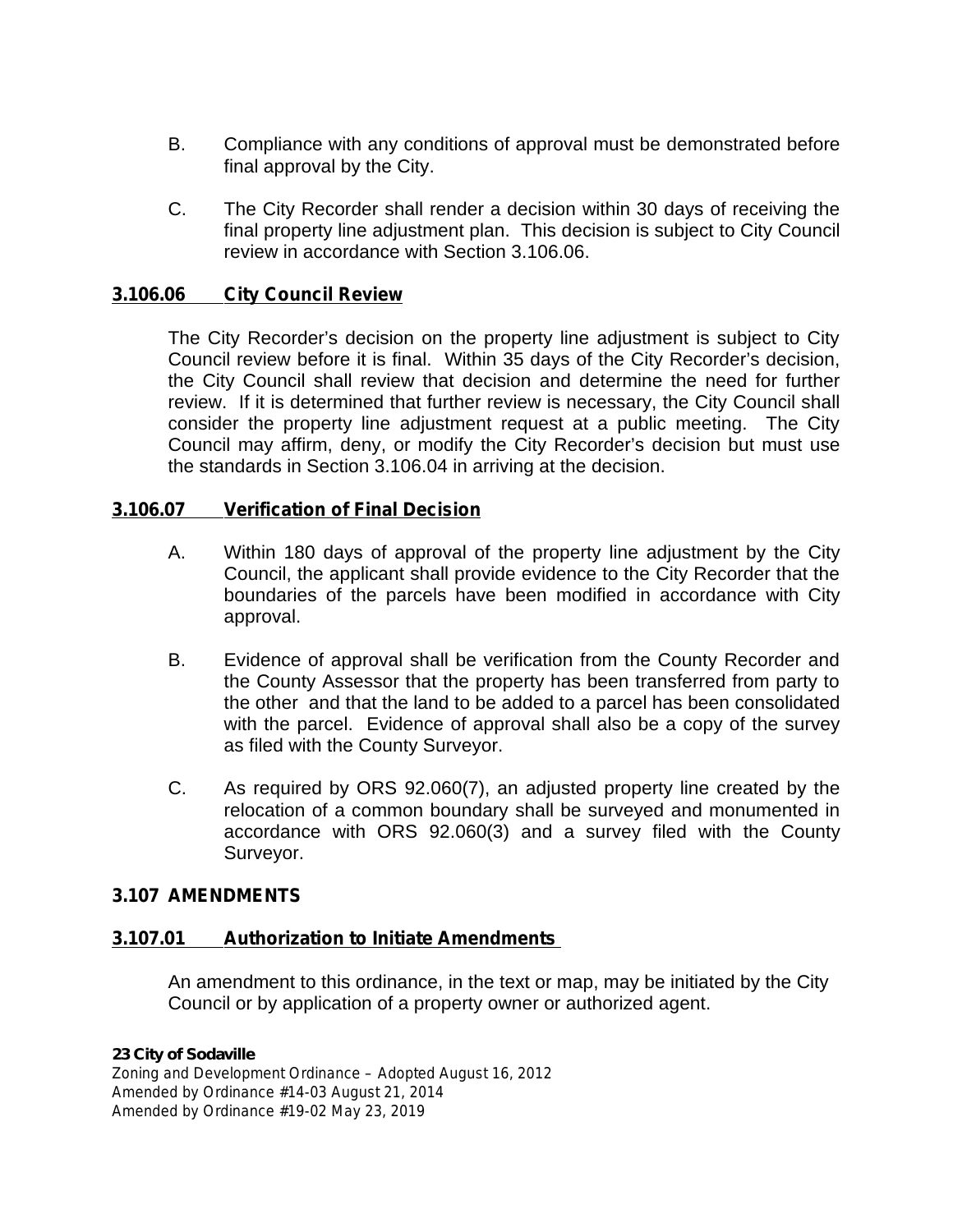B. Compliance with any conditions of approval must be demonstrated before final approval by the City.

C. The City Recorder shall render a decision within 30 days of receiving the final property line adjustment plan. This decision is subject to City Council review in accordance with Section 3.106.06.

### 3.106.06 City Council Review

The City Recorder's decision on the property line adjustment is subject to City Council review before it is final. Within 35 days of the City Recorder's decision, the City Council shall review that decision and determine the need for further review. If it is determined that further review is necessary, the City Council shall consider the property line adjustment request at a public meeting. The City Council may affirm, deny, or modify the City Recorder's decision but must use the standards in Section 3.106.04 in arriving at the decision.

### 3.106.07 Verification of Final Decision

A. Within 180 days of approval of the property line adjustment by the City Council, the applicant shall provide evidence to the City Recorder that the boundaries of the parcels have been modified in accordance with City approval.

B. Evidence of approval shall be verification from the County Recorder and the County Assessor that the property has been transferred from party to the other and that the land to be added to a parcel has been consolidated with the parcel. Evidence of approval shall also be a copy of the survey as filed with the County Surveyor.

C. As required by ORS 92.060(7), an adjusted property line created by the relocation of a common boundary shall be surveyed and monumented in accordance with ORS 92.060(3) and a survey filed with the County Surveyor.

## 3.107 AMENDMENTS

### 3.107.01 Authorization to Initiate Amendments

An amendment to this ordinance, in the text or map, may be initiated by the City Council or by application of a property owner or authorized agent.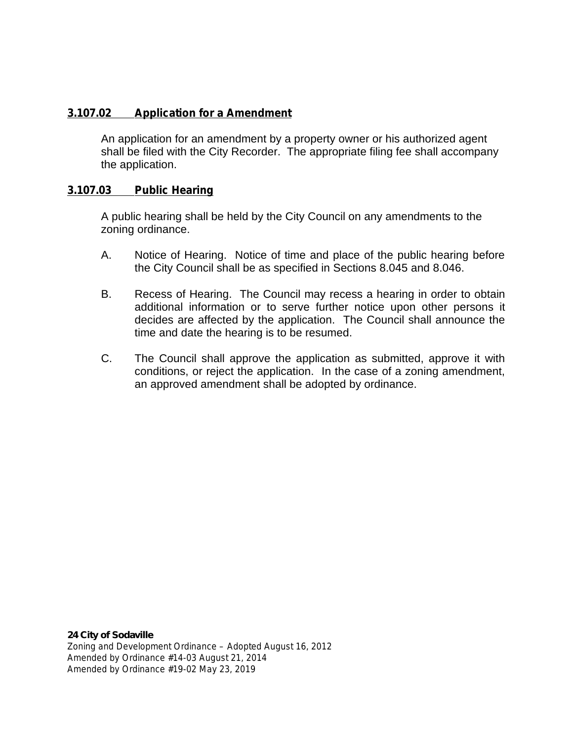### 3.107.02 Application for a Amendment

An application for an amendment by a property owner or his authorized agent shall be filed with the City Recorder. The appropriate filing fee shall accompany the application.

### 3.107.03 Public Hearing

A public hearing shall be held by the City Council on any amendments to the zoning ordinance.

A. Notice of Hearing. Notice of time and place of the public hearing before the City Council shall be as specified in Sections 8.045 and 8.046.

B. Recess of Hearing. The Council may recess a hearing in order to obtain additional information or to serve further notice upon other persons it decides are affected by the application. The Council shall announce the time and date the hearing is to be resumed.

C. The Council shall approve the application as submitted, approve it with conditions, or reject the application. In the case of a zoning amendment, an approved amendment shall be adopted by ordinance.